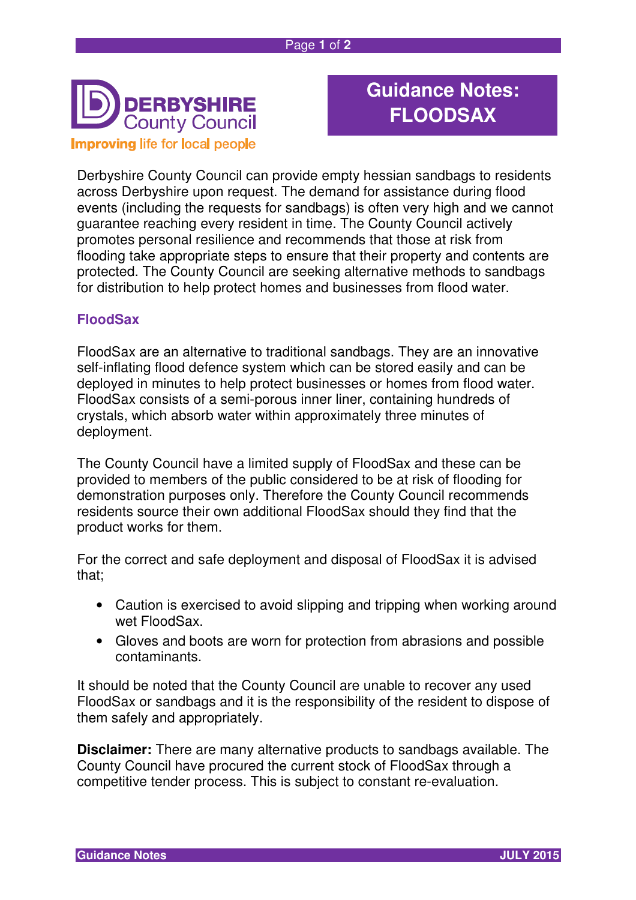**DERBYSHIRE County Council**

Improving life for local people

# Guidance Notes: FLOODSAX

Derbyshire County Council can provide empty hessian sandbags to residents across Derbyshire upon request. The demand for assistance during flood events (including the requests for sandbags) is often very high and we cannot guarantee reaching every resident in time. The County Council actively promotes personal resilience and recommends that those at risk from flooding take appropriate steps to ensure that their property and contents are protected. The County Council are seeking alternative methods to sandbags for distribution to help protect homes and businesses from flood water.

## FloodSax

FloodSax are an alternative to traditional sandbags. They are an innovative self-inflating flood defence system which can be stored easily and can be deployed in minutes to help protect businesses or homes from flood water. FloodSax consists of a semi-porous inner liner, containing hundreds of crystals, which absorb water within approximately three minutes of deployment.

The County Council have a limited supply of FloodSax and these can be provided to members of the public considered to be at risk of flooding for demonstration purposes only. Therefore the County Council recommends residents source their own additional FloodSax should they find that the product works for them.

For the correct and safe deployment and disposal of FloodSax it is advised that;

- Caution is exercised to avoid slipping and tripping when working around wet FloodSax.
- Gloves and boots are worn for protection from abrasions and possible contaminants.

It should be noted that the County Council are unable to recover any used FloodSax or sandbags and it is the responsibility of the resident to dispose of them safely and appropriately.

**Disclaimer:** There are many alternative products to sandbags available. The County Council have procured the current stock of FloodSax through a competitive tender process. This is subject to constant re-evaluation.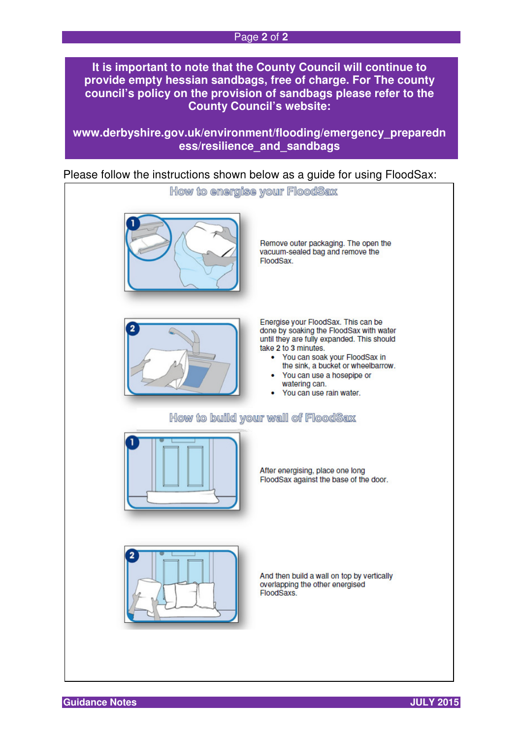**It is important to note that the County Council will continue to provide empty hessian sandbags, free of charge. For The county council's policy on the provision of sandbags please refer to the County Council's website:**

**www.derbyshire.gov.uk/environment/flooding/emergency_preparedness/resilience_and_sandbags**

Please follow the instructions shown below as a guide for using FloodSax:

## How to energise your FloodSax

1. Remove outer packaging. The open the vacuum-sealed bag and remove the FloodSax.

2. Energise your FloodSax. This can be done by soaking the FloodSax with water until they are fully expanded. This should take 2 to 3 minutes.
   - You can soak your FloodSax in the sink, a bucket or wheelbarrow.
   - You can use a hosepipe or watering can.
   - You can use rain water.

## How to build your wall of FloodSax

1. After energising, place one long FloodSax against the base of the door.

2. And then build a wall on top by vertically overlapping the other energised FloodSaxs.